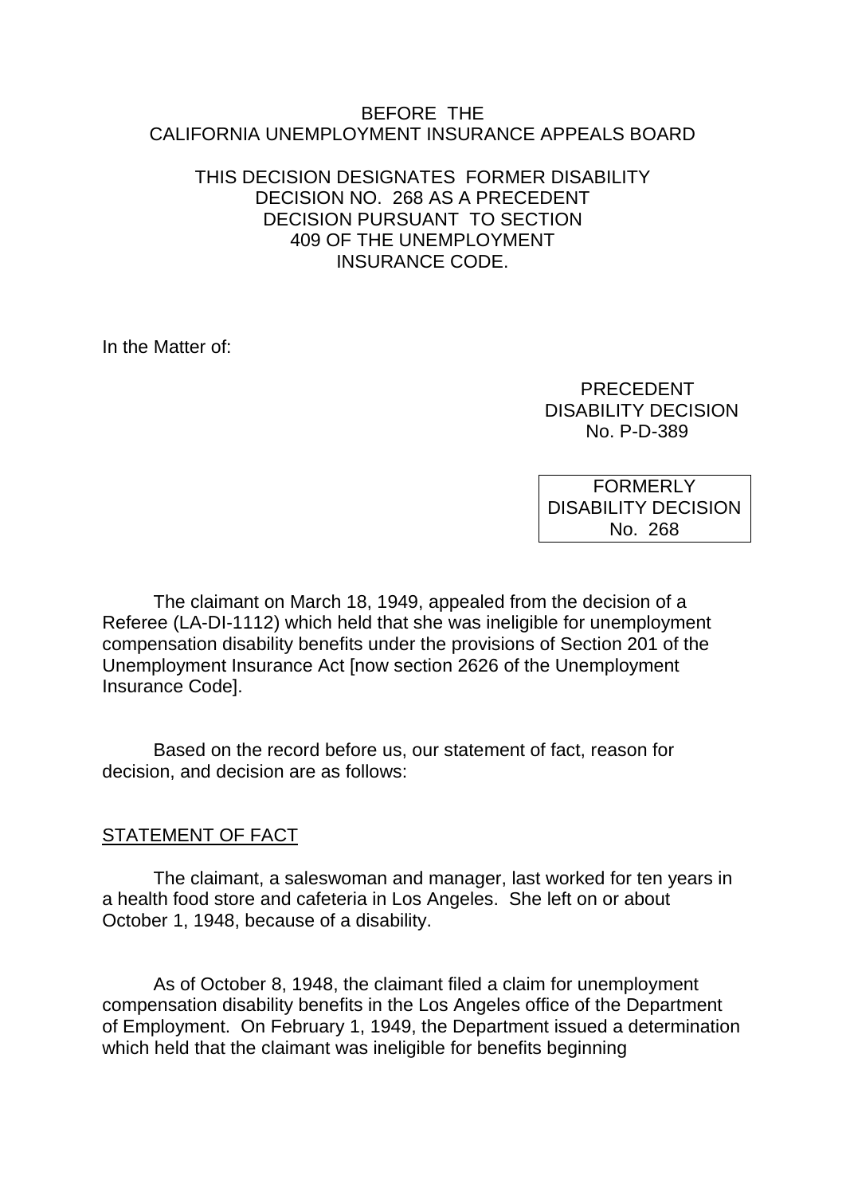BEFORE THE
CALIFORNIA UNEMPLOYMENT INSURANCE APPEALS BOARD

THIS DECISION DESIGNATES FORMER DISABILITY DECISION NO. 268 AS A PRECEDENT DECISION PURSUANT TO SECTION 409 OF THE UNEMPLOYMENT INSURANCE CODE.

In the Matter of:

PRECEDENT
DISABILITY DECISION
No. P-D-389

FORMERLY
DISABILITY DECISION
No. 268

The claimant on March 18, 1949, appealed from the decision of a Referee (LA-DI-1112) which held that she was ineligible for unemployment compensation disability benefits under the provisions of Section 201 of the Unemployment Insurance Act [now section 2626 of the Unemployment Insurance Code].

Based on the record before us, our statement of fact, reason for decision, and decision are as follows:

## STATEMENT OF FACT

The claimant, a saleswoman and manager, last worked for ten years in a health food store and cafeteria in Los Angeles. She left on or about October 1, 1948, because of a disability.

As of October 8, 1948, the claimant filed a claim for unemployment compensation disability benefits in the Los Angeles office of the Department of Employment. On February 1, 1949, the Department issued a determination which held that the claimant was ineligible for benefits beginning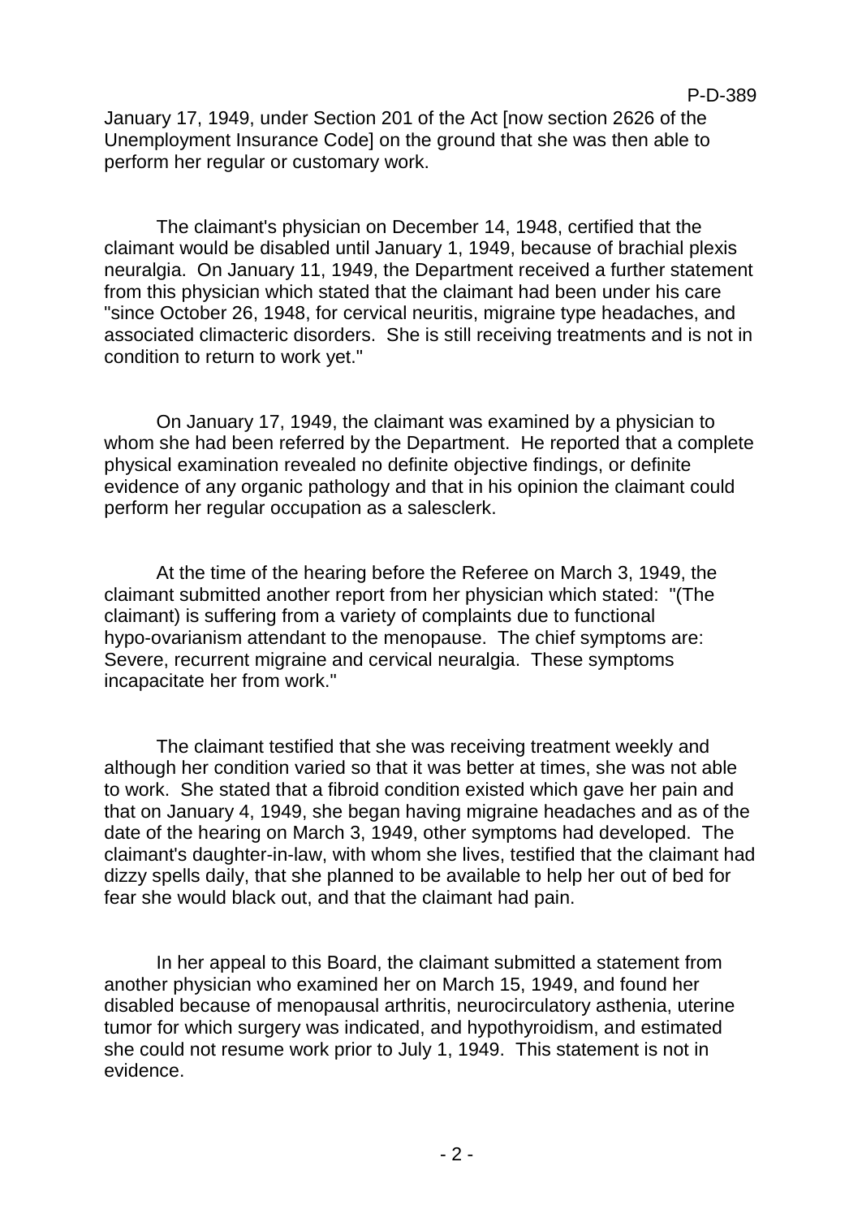January 17, 1949, under Section 201 of the Act [now section 2626 of the Unemployment Insurance Code] on the ground that she was then able to perform her regular or customary work.

The claimant's physician on December 14, 1948, certified that the claimant would be disabled until January 1, 1949, because of brachial plexis neuralgia. On January 11, 1949, the Department received a further statement from this physician which stated that the claimant had been under his care "since October 26, 1948, for cervical neuritis, migraine type headaches, and associated climacteric disorders. She is still receiving treatments and is not in condition to return to work yet."

On January 17, 1949, the claimant was examined by a physician to whom she had been referred by the Department. He reported that a complete physical examination revealed no definite objective findings, or definite evidence of any organic pathology and that in his opinion the claimant could perform her regular occupation as a salesclerk.

At the time of the hearing before the Referee on March 3, 1949, the claimant submitted another report from her physician which stated: "(The claimant) is suffering from a variety of complaints due to functional hypo-ovarianism attendant to the menopause. The chief symptoms are: Severe, recurrent migraine and cervical neuralgia. These symptoms incapacitate her from work."

The claimant testified that she was receiving treatment weekly and although her condition varied so that it was better at times, she was not able to work. She stated that a fibroid condition existed which gave her pain and that on January 4, 1949, she began having migraine headaches and as of the date of the hearing on March 3, 1949, other symptoms had developed. The claimant's daughter-in-law, with whom she lives, testified that the claimant had dizzy spells daily, that she planned to be available to help her out of bed for fear she would black out, and that the claimant had pain.

In her appeal to this Board, the claimant submitted a statement from another physician who examined her on March 15, 1949, and found her disabled because of menopausal arthritis, neurocirculatory asthenia, uterine tumor for which surgery was indicated, and hypothyroidism, and estimated she could not resume work prior to July 1, 1949. This statement is not in evidence.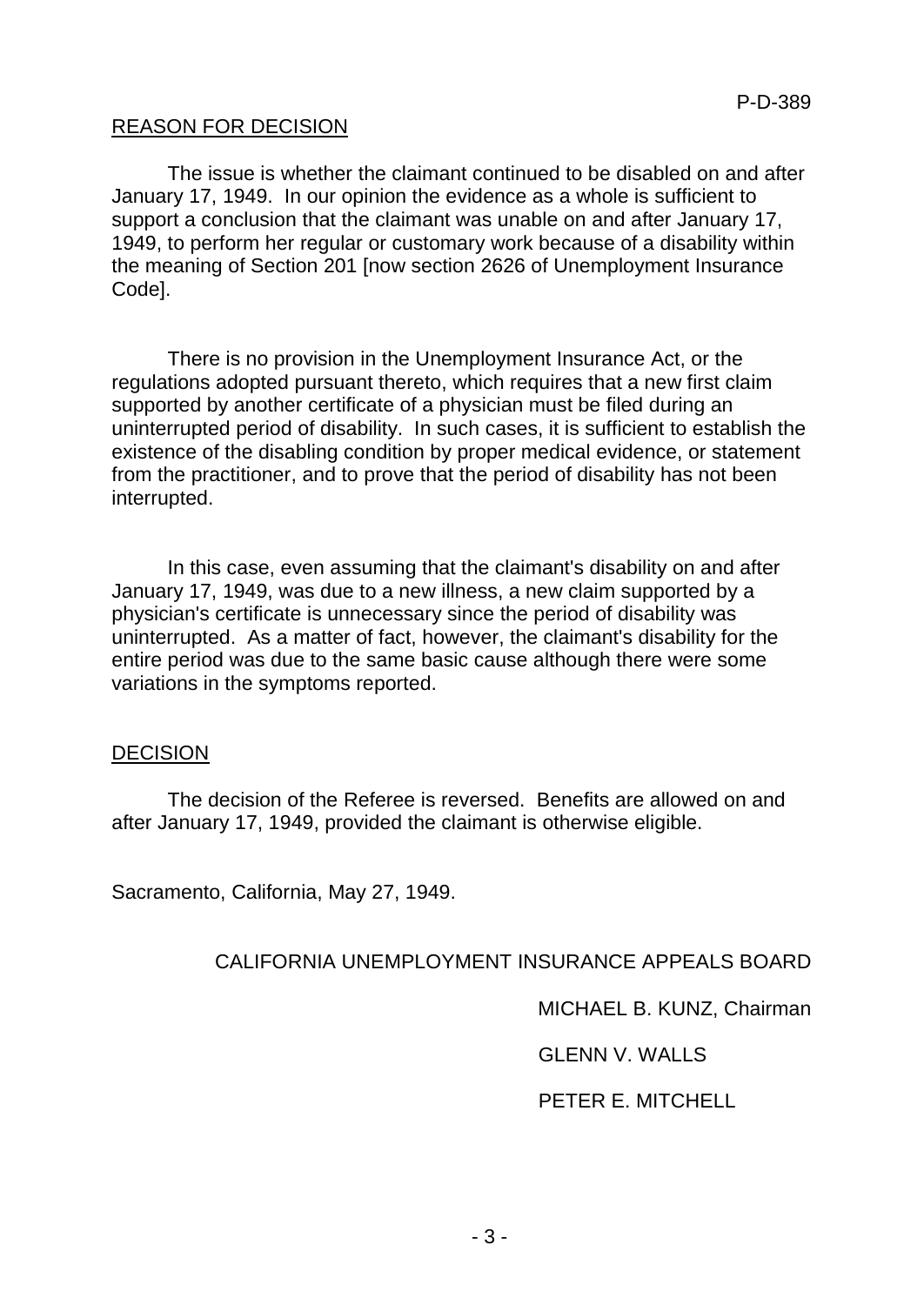## REASON FOR DECISION

The issue is whether the claimant continued to be disabled on and after January 17, 1949. In our opinion the evidence as a whole is sufficient to support a conclusion that the claimant was unable on and after January 17, 1949, to perform her regular or customary work because of a disability within the meaning of Section 201 [now section 2626 of Unemployment Insurance Code].

There is no provision in the Unemployment Insurance Act, or the regulations adopted pursuant thereto, which requires that a new first claim supported by another certificate of a physician must be filed during an uninterrupted period of disability. In such cases, it is sufficient to establish the existence of the disabling condition by proper medical evidence, or statement from the practitioner, and to prove that the period of disability has not been interrupted.

In this case, even assuming that the claimant's disability on and after January 17, 1949, was due to a new illness, a new claim supported by a physician's certificate is unnecessary since the period of disability was uninterrupted. As a matter of fact, however, the claimant's disability for the entire period was due to the same basic cause although there were some variations in the symptoms reported.

## DECISION

The decision of the Referee is reversed. Benefits are allowed on and after January 17, 1949, provided the claimant is otherwise eligible.

Sacramento, California, May 27, 1949.

CALIFORNIA UNEMPLOYMENT INSURANCE APPEALS BOARD

MICHAEL B. KUNZ, Chairman

GLENN V. WALLS

PETER E. MITCHELL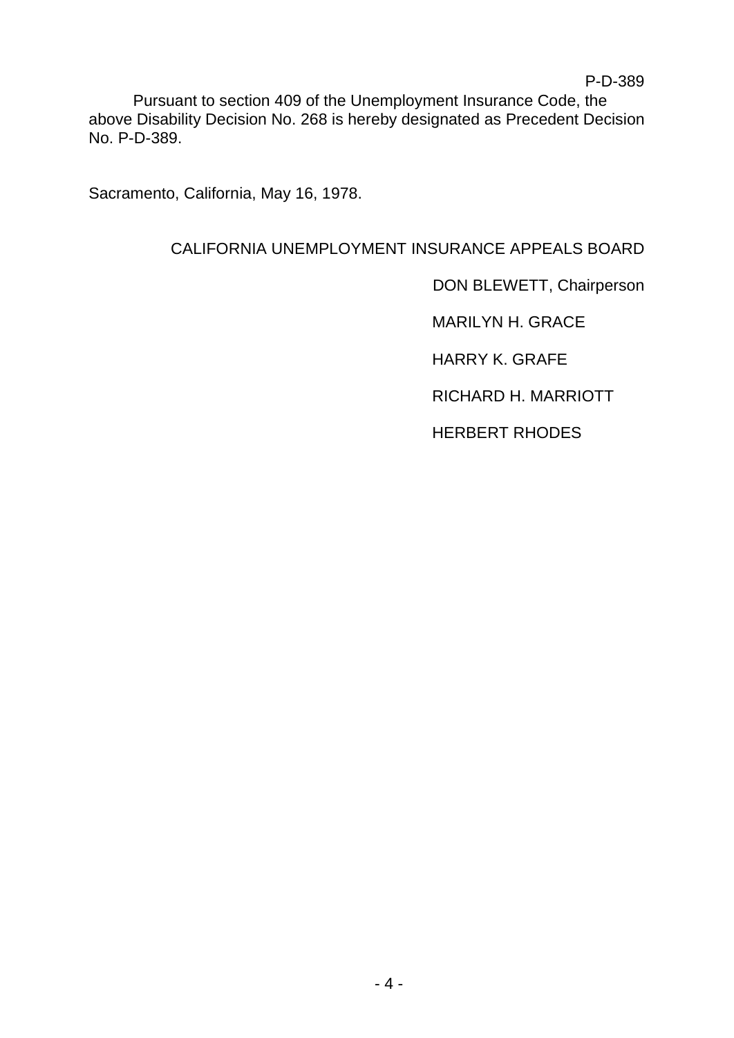Pursuant to section 409 of the Unemployment Insurance Code, the above Disability Decision No. 268 is hereby designated as Precedent Decision No. P-D-389.

Sacramento, California, May 16, 1978.

CALIFORNIA UNEMPLOYMENT INSURANCE APPEALS BOARD

DON BLEWETT, Chairperson

MARILYN H. GRACE

HARRY K. GRAFE

RICHARD H. MARRIOTT

HERBERT RHODES